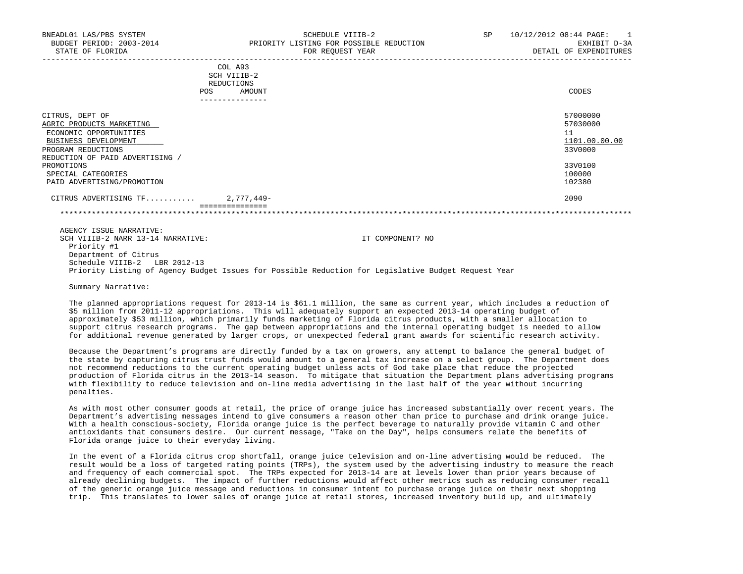BNEADL01 LAS/PBS SYSTEM
BUDGET PERIOD: 2003-2014
STATE OF FLORIDA

SCHEDULE VIIIB-2
PRIORITY LISTING FOR POSSIBLE REDUCTION
FOR REQUEST YEAR

SP 10/12/2012 08:44
EXHIBIT D-3A
DETAIL OF EXPENDITURES

| | COL A93 SCH VIIIB-2 REDUCTIONS POS | AMOUNT | CODES |
|---|---|---|---|
| CITRUS, DEPT OF | | | 57000000 |
| AGRIC PRODUCTS MARKETING | | | 57030000 |
| ECONOMIC OPPORTUNITIES | | | 11 |
| BUSINESS DEVELOPMENT | | | 1101.00.00.00 |
| PROGRAM REDUCTIONS | | | 33V0000 |
| REDUCTION OF PAID ADVERTISING / PROMOTIONS | | | 33V0100 |
| SPECIAL CATEGORIES | | | 100000 |
| PAID ADVERTISING/PROMOTION | | | 102380 |
| CITRUS ADVERTISING TF........... | | 2,777,449- | 2090 |

AGENCY ISSUE NARRATIVE:
SCH VIIIB-2 NARR 13-14 NARRATIVE: IT COMPONENT? NO

Priority #1
Department of Citrus
Schedule VIIIB-2 LBR 2012-13
Priority Listing of Agency Budget Issues for Possible Reduction for Legislative Budget Request Year

Summary Narrative:

The planned appropriations request for 2013-14 is $61.1 million, the same as current year, which includes a reduction of $5 million from 2011-12 appropriations. This will adequately support an expected 2013-14 operating budget of approximately $53 million, which primarily funds marketing of Florida citrus products, with a smaller allocation to support citrus research programs. The gap between appropriations and the internal operating budget is needed to allow for additional revenue generated by larger crops, or unexpected federal grant awards for scientific research activity.

Because the Department's programs are directly funded by a tax on growers, any attempt to balance the general budget of the state by capturing citrus trust funds would amount to a general tax increase on a select group. The Department does not recommend reductions to the current operating budget unless acts of God take place that reduce the projected production of Florida citrus in the 2013-14 season. To mitigate that situation the Department plans advertising programs with flexibility to reduce television and on-line media advertising in the last half of the year without incurring penalties.

As with most other consumer goods at retail, the price of orange juice has increased substantially over recent years. The Department's advertising messages intend to give consumers a reason other than price to purchase and drink orange juice. With a health conscious-society, Florida orange juice is the perfect beverage to naturally provide vitamin C and other antioxidants that consumers desire. Our current message, "Take on the Day", helps consumers relate the benefits of Florida orange juice to their everyday living.

In the event of a Florida citrus crop shortfall, orange juice television and on-line advertising would be reduced. The result would be a loss of targeted rating points (TRPs), the system used by the advertising industry to measure the reach and frequency of each commercial spot. The TRPs expected for 2013-14 are at levels lower than prior years because of already declining budgets. The impact of further reductions would affect other metrics such as reducing consumer recall of the generic orange juice message and reductions in consumer intent to purchase orange juice on their next shopping trip. This translates to lower sales of orange juice at retail stores, increased inventory build up, and ultimately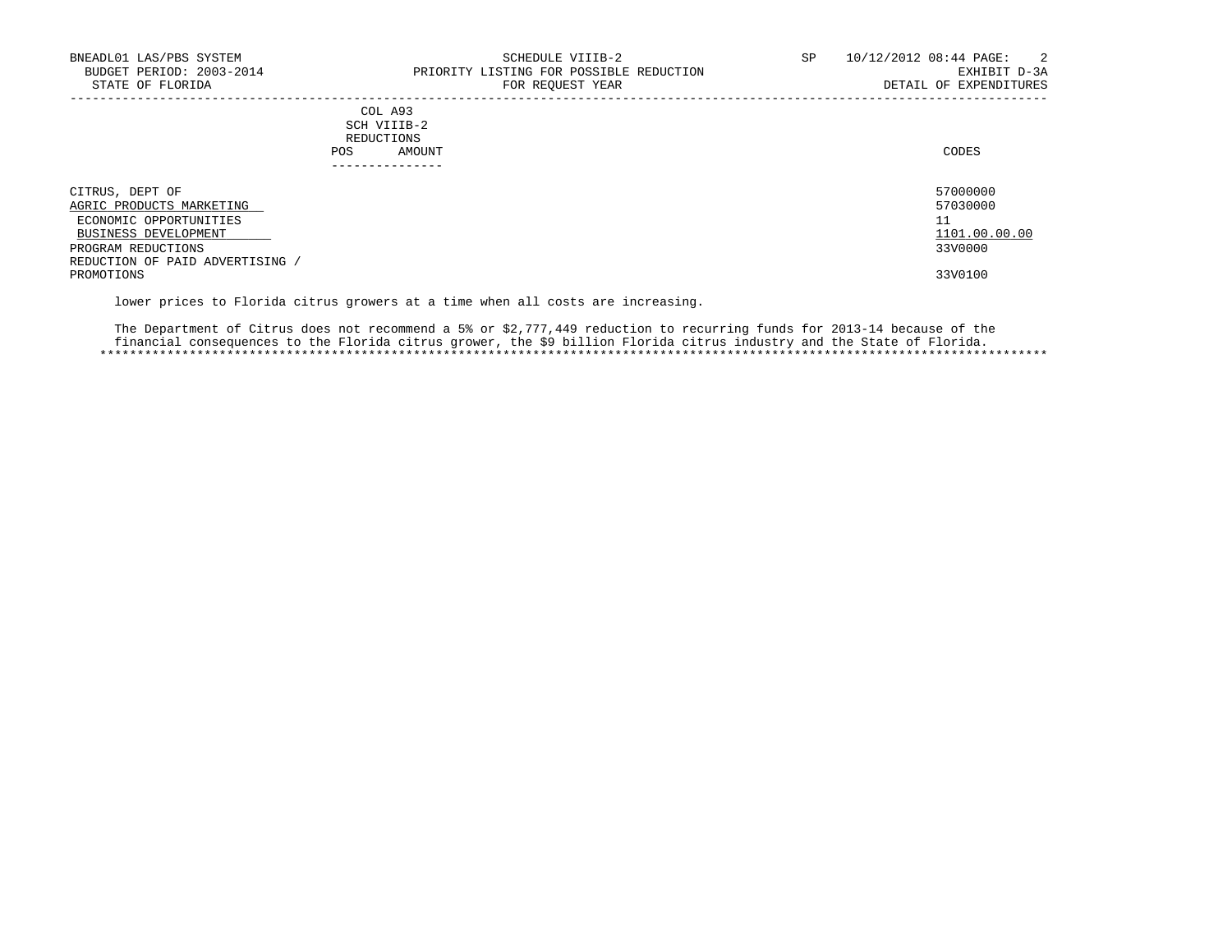| | COL A93 SCH VIIIB-2 REDUCTIONS | | |
|---|---|---|---|
| | POS | AMOUNT | CODES |
| CITRUS, DEPT OF | | | 57000000 |
| AGRIC PRODUCTS MARKETING | | | 57030000 |
| ECONOMIC OPPORTUNITIES | | | 11 |
| BUSINESS DEVELOPMENT | | | 1101.00.00.00 |
| PROGRAM REDUCTIONS | | | 33V0000 |
| REDUCTION OF PAID ADVERTISING / PROMOTIONS | | | 33V0100 |

lower prices to Florida citrus growers at a time when all costs are increasing.

The Department of Citrus does not recommend a 5% or $2,777,449 reduction to recurring funds for 2013-14 because of the financial consequences to the Florida citrus grower, the $9 billion Florida citrus industry and the State of Florida.

*******************************************************************************************************************************